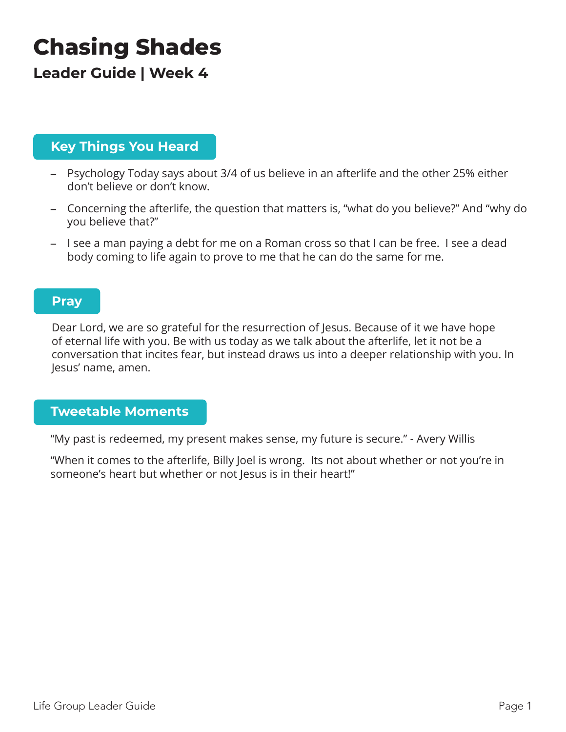# Chasing Shades

## Leader Guide | Week 4

### Key Things You Heard

- Psychology Today says about 3/4 of us believe in an afterlife and the other 25% either don't believe or don't know.
- Concerning the afterlife, the question that matters is, "what do you believe?" And "why do you believe that?"
- I see a man paying a debt for me on a Roman cross so that I can be free. I see a dead body coming to life again to prove to me that he can do the same for me.

### Pray

Dear Lord, we are so grateful for the resurrection of Jesus. Because of it we have hope of eternal life with you. Be with us today as we talk about the afterlife, let it not be a conversation that incites fear, but instead draws us into a deeper relationship with you. In Jesus' name, amen.

### Tweetable Moments

"My past is redeemed, my present makes sense, my future is secure." - Avery Willis

"When it comes to the afterlife, Billy Joel is wrong. Its not about whether or not you're in someone's heart but whether or not Jesus is in their heart!"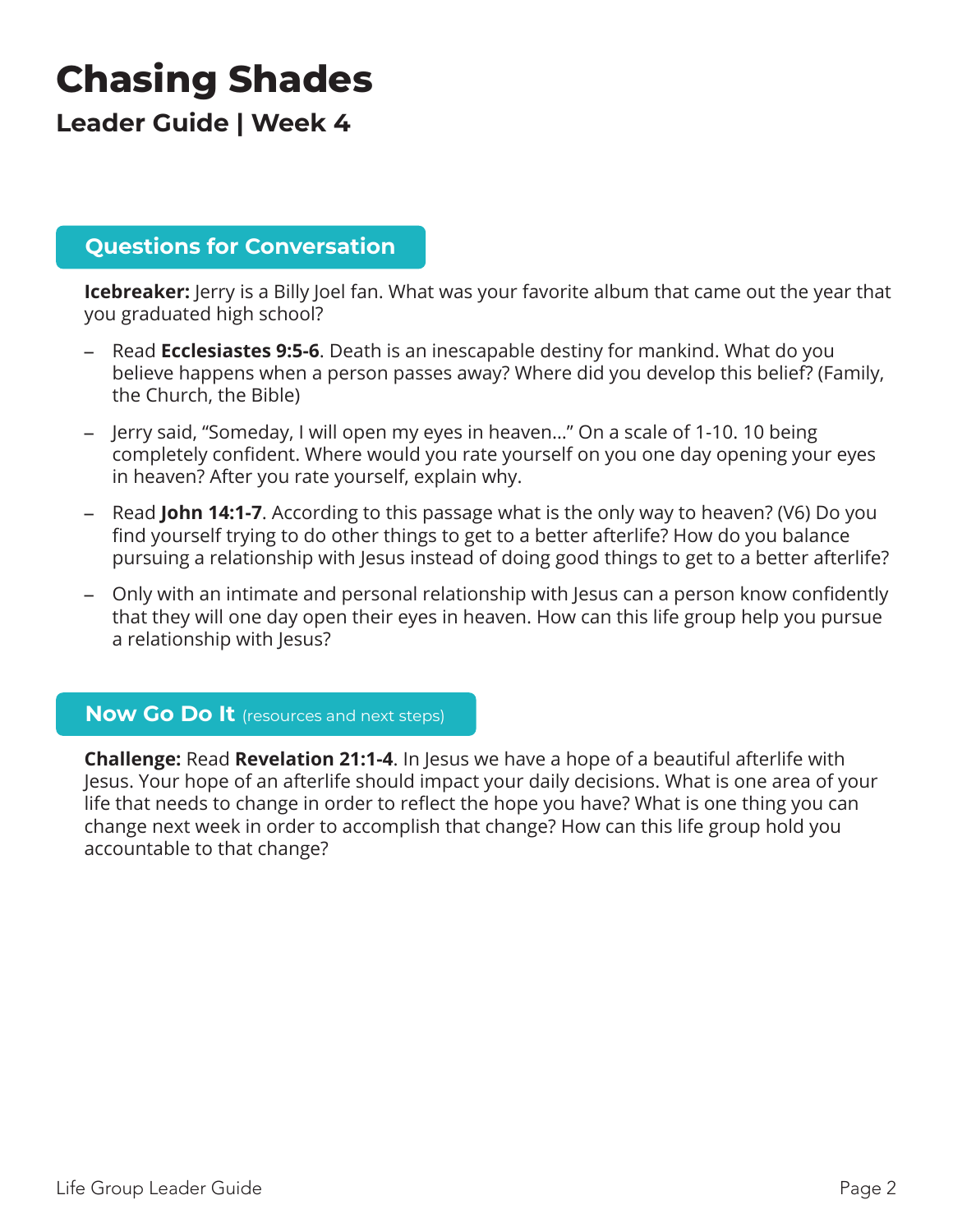# Chasing Shades

## Leader Guide | Week 4

### Questions for Conversation

**Icebreaker:** Jerry is a Billy Joel fan. What was your favorite album that came out the year that you graduated high school?

- Read **Ecclesiastes 9:5-6**. Death is an inescapable destiny for mankind. What do you believe happens when a person passes away? Where did you develop this belief? (Family, the Church, the Bible)
- Jerry said, "Someday, I will open my eyes in heaven..." On a scale of 1-10. 10 being completely confident. Where would you rate yourself on you one day opening your eyes in heaven? After you rate yourself, explain why.
- Read **John 14:1-7**. According to this passage what is the only way to heaven? (V6) Do you find yourself trying to do other things to get to a better afterlife? How do you balance pursuing a relationship with Jesus instead of doing good things to get to a better afterlife?
- Only with an intimate and personal relationship with Jesus can a person know confidently that they will one day open their eyes in heaven. How can this life group help you pursue a relationship with Jesus?

### Now Go Do It (resources and next steps)

**Challenge:** Read **Revelation 21:1-4**. In Jesus we have a hope of a beautiful afterlife with Jesus. Your hope of an afterlife should impact your daily decisions. What is one area of your life that needs to change in order to reflect the hope you have? What is one thing you can change next week in order to accomplish that change? How can this life group hold you accountable to that change?